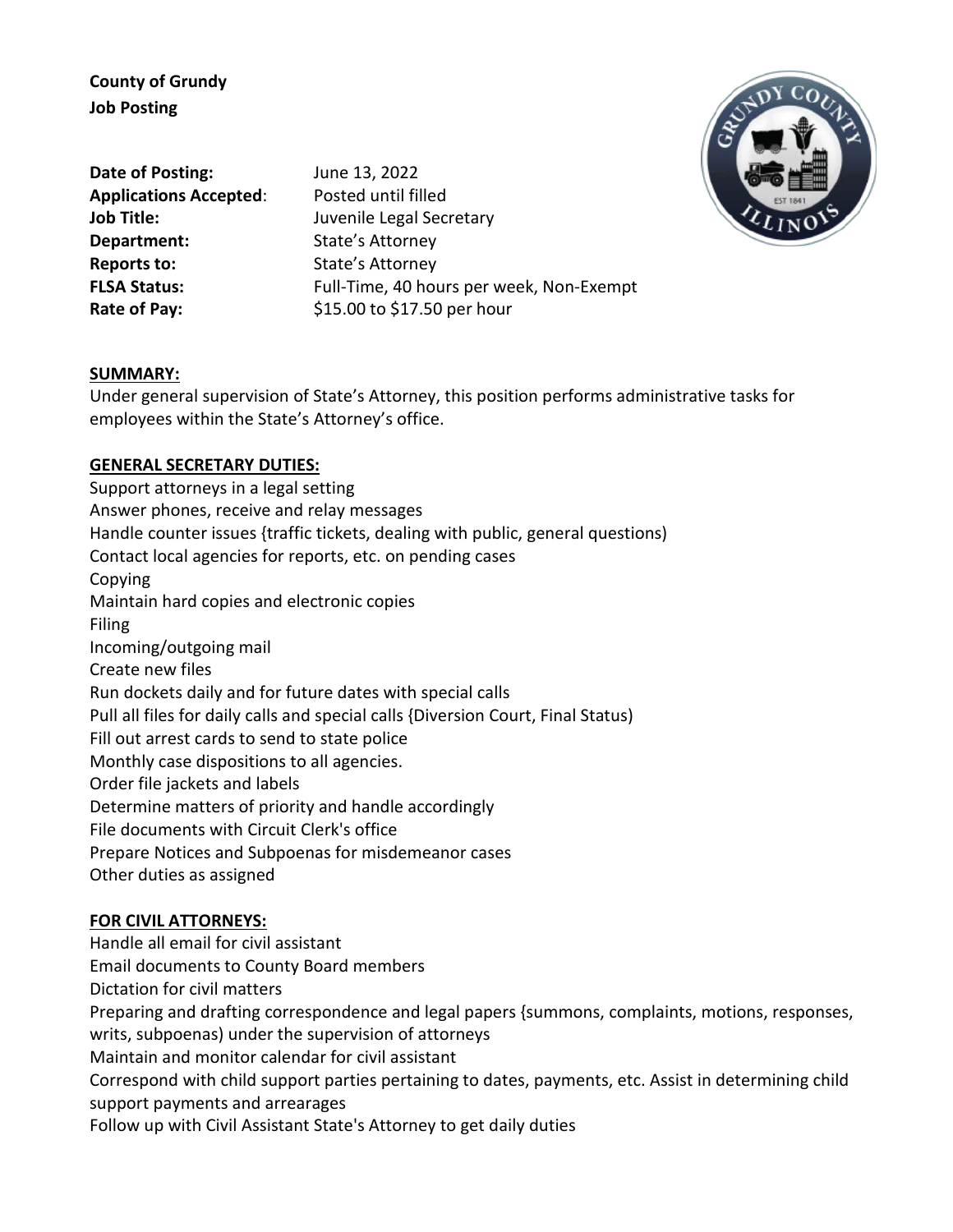**County of Grundy**
**Job Posting**

**Date of Posting:** June 13, 2022
**Applications Accepted**: Posted until filled
**Job Title:** Juvenile Legal Secretary
**Department:** State's Attorney
**Reports to:** State's Attorney
**FLSA Status:** Full-Time, 40 hours per week, Non-Exempt
**Rate of Pay:** $15.00 to $17.50 per hour

**SUMMARY:**

Under general supervision of State's Attorney, this position performs administrative tasks for employees within the State's Attorney's office.

**GENERAL SECRETARY DUTIES:**

Support attorneys in a legal setting
Answer phones, receive and relay messages
Handle counter issues {traffic tickets, dealing with public, general questions)
Contact local agencies for reports, etc. on pending cases
Copying
Maintain hard copies and electronic copies
Filing
Incoming/outgoing mail
Create new files
Run dockets daily and for future dates with special calls
Pull all files for daily calls and special calls {Diversion Court, Final Status)
Fill out arrest cards to send to state police
Monthly case dispositions to all agencies.
Order file jackets and labels
Determine matters of priority and handle accordingly
File documents with Circuit Clerk's office
Prepare Notices and Subpoenas for misdemeanor cases
Other duties as assigned

**FOR CIVIL ATTORNEYS:**

Handle all email for civil assistant
Email documents to County Board members
Dictation for civil matters
Preparing and drafting correspondence and legal papers {summons, complaints, motions, responses, writs, subpoenas) under the supervision of attorneys
Maintain and monitor calendar for civil assistant
Correspond with child support parties pertaining to dates, payments, etc. Assist in determining child support payments and arrearages
Follow up with Civil Assistant State's Attorney to get daily duties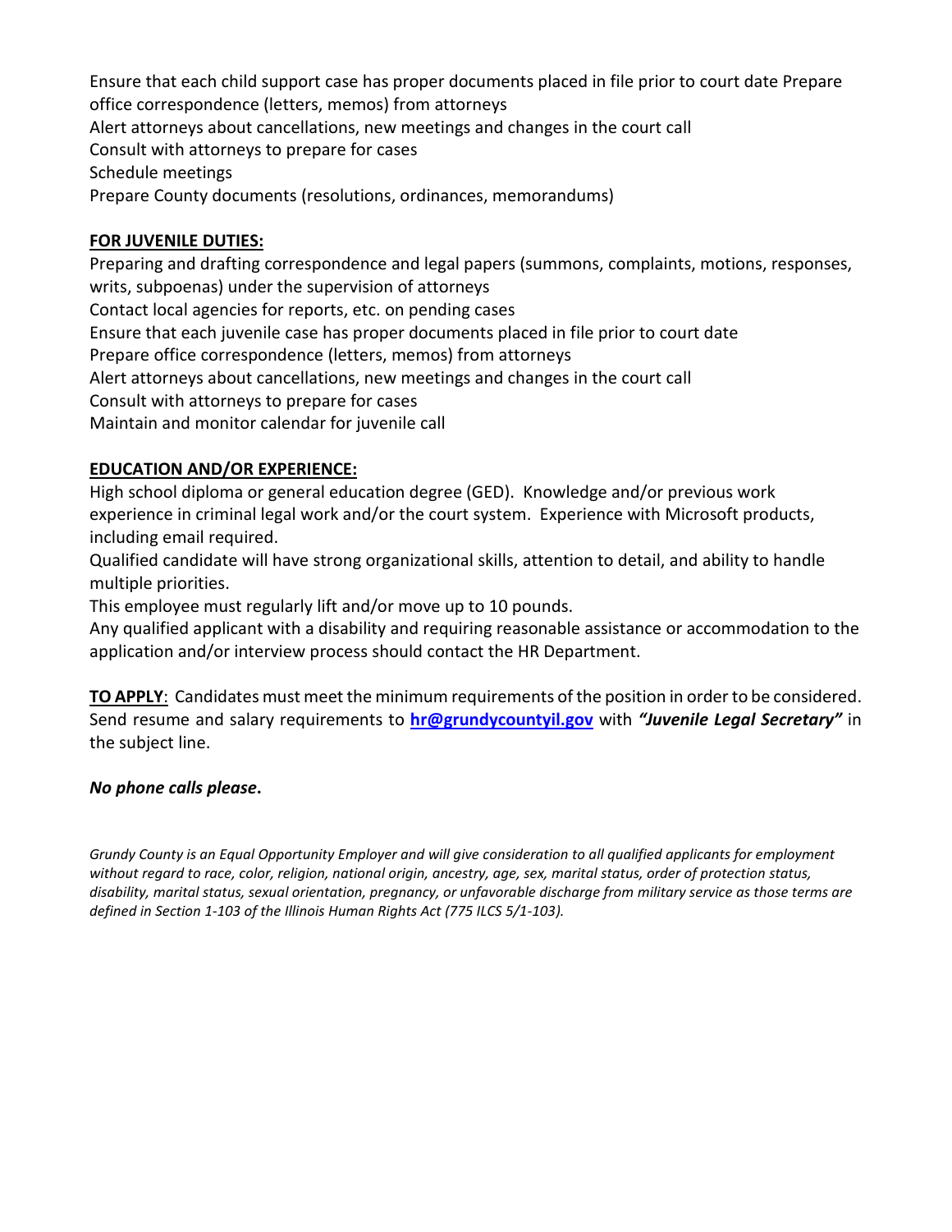Ensure that each child support case has proper documents placed in file prior to court date Prepare office correspondence (letters, memos) from attorneys

Alert attorneys about cancellations, new meetings and changes in the court call

Consult with attorneys to prepare for cases

Schedule meetings

Prepare County documents (resolutions, ordinances, memorandums)

**FOR JUVENILE DUTIES:**

Preparing and drafting correspondence and legal papers (summons, complaints, motions, responses, writs, subpoenas) under the supervision of attorneys

Contact local agencies for reports, etc. on pending cases

Ensure that each juvenile case has proper documents placed in file prior to court date

Prepare office correspondence (letters, memos) from attorneys

Alert attorneys about cancellations, new meetings and changes in the court call

Consult with attorneys to prepare for cases

Maintain and monitor calendar for juvenile call

**EDUCATION AND/OR EXPERIENCE:**

High school diploma or general education degree (GED). Knowledge and/or previous work experience in criminal legal work and/or the court system. Experience with Microsoft products, including email required.

Qualified candidate will have strong organizational skills, attention to detail, and ability to handle multiple priorities.

This employee must regularly lift and/or move up to 10 pounds.

Any qualified applicant with a disability and requiring reasonable assistance or accommodation to the application and/or interview process should contact the HR Department.

**TO APPLY**: Candidates must meet the minimum requirements of the position in order to be considered. Send resume and salary requirements to **hr@grundycountyil.gov** with ***"Juvenile Legal Secretary"*** in the subject line.

***No phone calls please*.**

*Grundy County is an Equal Opportunity Employer and will give consideration to all qualified applicants for employment without regard to race, color, religion, national origin, ancestry, age, sex, marital status, order of protection status, disability, marital status, sexual orientation, pregnancy, or unfavorable discharge from military service as those terms are defined in Section 1-103 of the Illinois Human Rights Act (775 ILCS 5/1-103).*